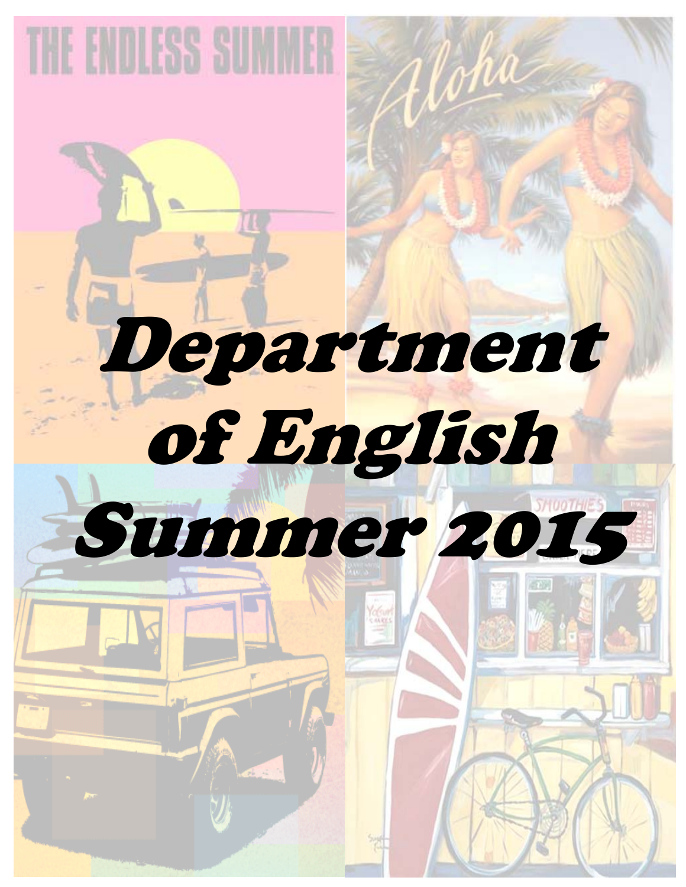# Department of English Summer 2015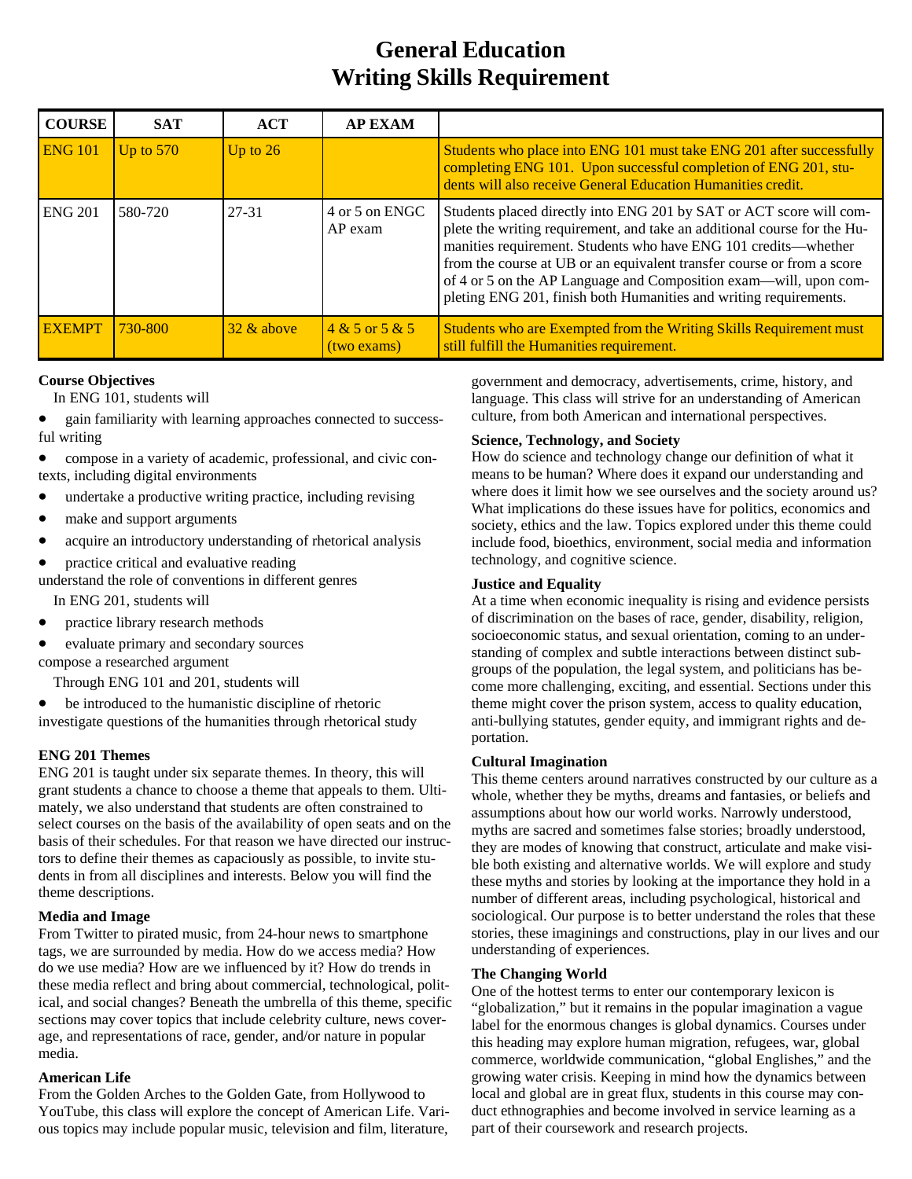# General Education
# Writing Skills Requirement

| COURSE | SAT | ACT | AP EXAM | |
|---|---|---|---|---|
| ENG 101 | Up to 570 | Up to 26 | | Students who place into ENG 101 must take ENG 201 after successfully completing ENG 101. Upon successful completion of ENG 201, students will also receive General Education Humanities credit. |
| ENG 201 | 580-720 | 27-31 | 4 or 5 on ENGC AP exam | Students placed directly into ENG 201 by SAT or ACT score will complete the writing requirement, and take an additional course for the Humanities requirement. Students who have ENG 101 credits—whether from the course at UB or an equivalent transfer course or from a score of 4 or 5 on the AP Language and Composition exam—will, upon completing ENG 201, finish both Humanities and writing requirements. |
| EXEMPT | 730-800 | 32 & above | 4 & 5 or 5 & 5 (two exams) | Students who are Exempted from the Writing Skills Requirement must still fulfill the Humanities requirement. |

**Course Objectives**

In ENG 101, students will

- gain familiarity with learning approaches connected to successful writing
- compose in a variety of academic, professional, and civic contexts, including digital environments
- undertake a productive writing practice, including revising
- make and support arguments
- acquire an introductory understanding of rhetorical analysis
- practice critical and evaluative reading

understand the role of conventions in different genres

In ENG 201, students will

- practice library research methods
- evaluate primary and secondary sources

compose a researched argument

Through ENG 101 and 201, students will

- be introduced to the humanistic discipline of rhetoric

investigate questions of the humanities through rhetorical study

### ENG 201 Themes

ENG 201 is taught under six separate themes. In theory, this will grant students a chance to choose a theme that appeals to them. Ultimately, we also understand that students are often constrained to select courses on the basis of the availability of open seats and on the basis of their schedules. For that reason we have directed our instructors to define their themes as capaciously as possible, to invite students in from all disciplines and interests. Below you will find the theme descriptions.

**Media and Image**

From Twitter to pirated music, from 24-hour news to smartphone tags, we are surrounded by media. How do we access media? How do we use media? How are we influenced by it? How do trends in these media reflect and bring about commercial, technological, political, and social changes? Beneath the umbrella of this theme, specific sections may cover topics that include celebrity culture, news coverage, and representations of race, gender, and/or nature in popular media.

**American Life**

From the Golden Arches to the Golden Gate, from Hollywood to YouTube, this class will explore the concept of American Life. Various topics may include popular music, television and film, literature, government and democracy, advertisements, crime, history, and language. This class will strive for an understanding of American culture, from both American and international perspectives.

**Science, Technology, and Society**

How do science and technology change our definition of what it means to be human? Where does it expand our understanding and where does it limit how we see ourselves and the society around us? What implications do these issues have for politics, economics and society, ethics and the law. Topics explored under this theme could include food, bioethics, environment, social media and information technology, and cognitive science.

**Justice and Equality**

At a time when economic inequality is rising and evidence persists of discrimination on the bases of race, gender, disability, religion, socioeconomic status, and sexual orientation, coming to an understanding of complex and subtle interactions between distinct subgroups of the population, the legal system, and politicians has become more challenging, exciting, and essential. Sections under this theme might cover the prison system, access to quality education, anti-bullying statutes, gender equity, and immigrant rights and deportation.

**Cultural Imagination**

This theme centers around narratives constructed by our culture as a whole, whether they be myths, dreams and fantasies, or beliefs and assumptions about how our world works. Narrowly understood, myths are sacred and sometimes false stories; broadly understood, they are modes of knowing that construct, articulate and make visible both existing and alternative worlds. We will explore and study these myths and stories by looking at the importance they hold in a number of different areas, including psychological, historical and sociological. Our purpose is to better understand the roles that these stories, these imaginings and constructions, play in our lives and our understanding of experiences.

**The Changing World**

One of the hottest terms to enter our contemporary lexicon is "globalization," but it remains in the popular imagination a vague label for the enormous changes is global dynamics. Courses under this heading may explore human migration, refugees, war, global commerce, worldwide communication, "global Englishes," and the growing water crisis. Keeping in mind how the dynamics between local and global are in great flux, students in this course may conduct ethnographies and become involved in service learning as a part of their coursework and research projects.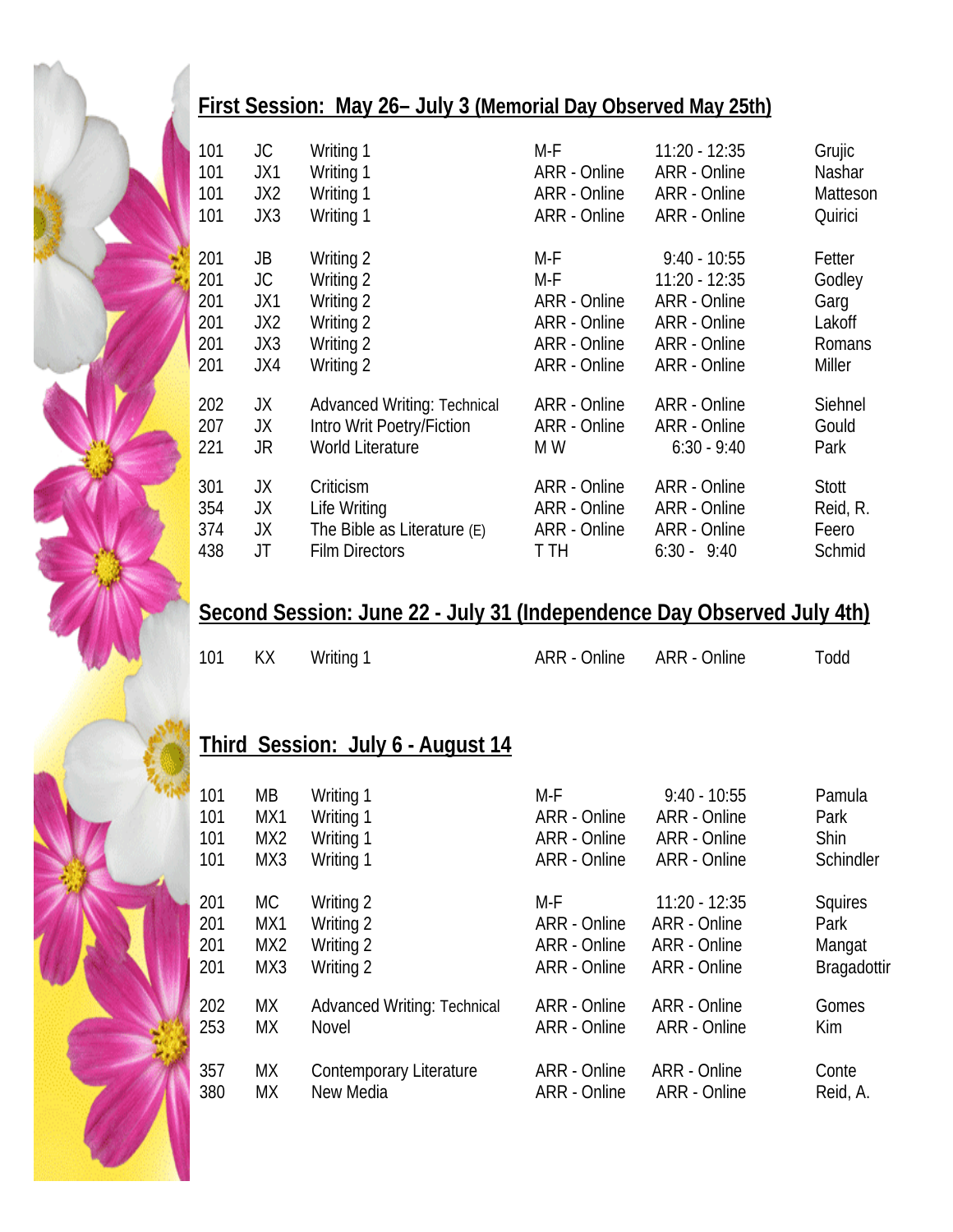## First Session: May 26– July 3 (Memorial Day Observed May 25th)

| | | | | | |
|---|---|---|---|---|---|
| 101 | JC | Writing 1 | M-F | 11:20 - 12:35 | Grujic |
| 101 | JX1 | Writing 1 | ARR - Online | ARR - Online | Nashar |
| 101 | JX2 | Writing 1 | ARR - Online | ARR - Online | Matteson |
| 101 | JX3 | Writing 1 | ARR - Online | ARR - Online | Quirici |
| 201 | JB | Writing 2 | M-F | 9:40 - 10:55 | Fetter |
| 201 | JC | Writing 2 | M-F | 11:20 - 12:35 | Godley |
| 201 | JX1 | Writing 2 | ARR - Online | ARR - Online | Garg |
| 201 | JX2 | Writing 2 | ARR - Online | ARR - Online | Lakoff |
| 201 | JX3 | Writing 2 | ARR - Online | ARR - Online | Romans |
| 201 | JX4 | Writing 2 | ARR - Online | ARR - Online | Miller |
| 202 | JX | Advanced Writing: Technical | ARR - Online | ARR - Online | Siehnel |
| 207 | JX | Intro Writ Poetry/Fiction | ARR - Online | ARR - Online | Gould |
| 221 | JR | World Literature | M W | 6:30 - 9:40 | Park |
| 301 | JX | Criticism | ARR - Online | ARR - Online | Stott |
| 354 | JX | Life Writing | ARR - Online | ARR - Online | Reid, R. |
| 374 | JX | The Bible as Literature (E) | ARR - Online | ARR - Online | Feero |
| 438 | JT | Film Directors | T TH | 6:30 - 9:40 | Schmid |

## Second Session: June 22 - July 31 (Independence Day Observed July 4th)

| | | | | | |
|---|---|---|---|---|---|
| 101 | KX | Writing 1 | ARR - Online | ARR - Online | Todd |

## Third Session: July 6 - August 14

| | | | | | |
|---|---|---|---|---|---|
| 101 | MB | Writing 1 | M-F | 9:40 - 10:55 | Pamula |
| 101 | MX1 | Writing 1 | ARR - Online | ARR - Online | Park |
| 101 | MX2 | Writing 1 | ARR - Online | ARR - Online | Shin |
| 101 | MX3 | Writing 1 | ARR - Online | ARR - Online | Schindler |
| 201 | MC | Writing 2 | M-F | 11:20 - 12:35 | Squires |
| 201 | MX1 | Writing 2 | ARR - Online | ARR - Online | Park |
| 201 | MX2 | Writing 2 | ARR - Online | ARR - Online | Mangat |
| 201 | MX3 | Writing 2 | ARR - Online | ARR - Online | Bragadottir |
| 202 | MX | Advanced Writing: Technical | ARR - Online | ARR - Online | Gomes |
| 253 | MX | Novel | ARR - Online | ARR - Online | Kim |
| 357 | MX | Contemporary Literature | ARR - Online | ARR - Online | Conte |
| 380 | MX | New Media | ARR - Online | ARR - Online | Reid, A. |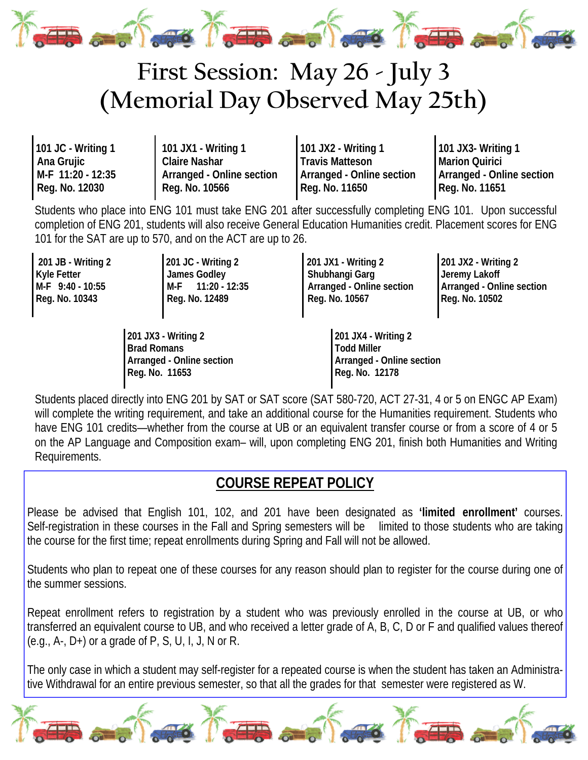# First Session: May 26 - July 3 (Memorial Day Observed May 25th)

**101 JC - Writing 1**
**Ana Grujic**
**M-F 11:20 - 12:35**
**Reg. No. 12030**

**101 JX1 - Writing 1**
**Claire Nashar**
**Arranged - Online section**
**Reg. No. 10566**

**101 JX2 - Writing 1**
**Travis Matteson**
**Arranged - Online section**
**Reg. No. 11650**

**101 JX3- Writing 1**
**Marion Quirici**
**Arranged - Online section**
**Reg. No. 11651**

Students who place into ENG 101 must take ENG 201 after successfully completing ENG 101. Upon successful completion of ENG 201, students will also receive General Education Humanities credit. Placement scores for ENG 101 for the SAT are up to 570, and on the ACT are up to 26.

**201 JB - Writing 2**
**Kyle Fetter**
**M-F 9:40 - 10:55**
**Reg. No. 10343**

**201 JC - Writing 2**
**James Godley**
**M-F 11:20 - 12:35**
**Reg. No. 12489**

**201 JX1 - Writing 2**
**Shubhangi Garg**
**Arranged - Online section**
**Reg. No. 10567**

**201 JX2 - Writing 2**
**Jeremy Lakoff**
**Arranged - Online section**
**Reg. No. 10502**

**201 JX3 - Writing 2**
**Brad Romans**
**Arranged - Online section**
**Reg. No. 11653**

**201 JX4 - Writing 2**
**Todd Miller**
**Arranged - Online section**
**Reg. No. 12178**

Students placed directly into ENG 201 by SAT or SAT score (SAT 580-720, ACT 27-31, 4 or 5 on ENGC AP Exam) will complete the writing requirement, and take an additional course for the Humanities requirement. Students who have ENG 101 credits—whether from the course at UB or an equivalent transfer course or from a score of 4 or 5 on the AP Language and Composition exam– will, upon completing ENG 201, finish both Humanities and Writing Requirements.

## COURSE REPEAT POLICY

Please be advised that English 101, 102, and 201 have been designated as **'limited enrollment'** courses. Self-registration in these courses in the Fall and Spring semesters will be limited to those students who are taking the course for the first time; repeat enrollments during Spring and Fall will not be allowed.

Students who plan to repeat one of these courses for any reason should plan to register for the course during one of the summer sessions.

Repeat enrollment refers to registration by a student who was previously enrolled in the course at UB, or who transferred an equivalent course to UB, and who received a letter grade of A, B, C, D or F and qualified values thereof (e.g., A-, D+) or a grade of P, S, U, I, J, N or R.

The only case in which a student may self-register for a repeated course is when the student has taken an Administrative Withdrawal for an entire previous semester, so that all the grades for that semester were registered as W.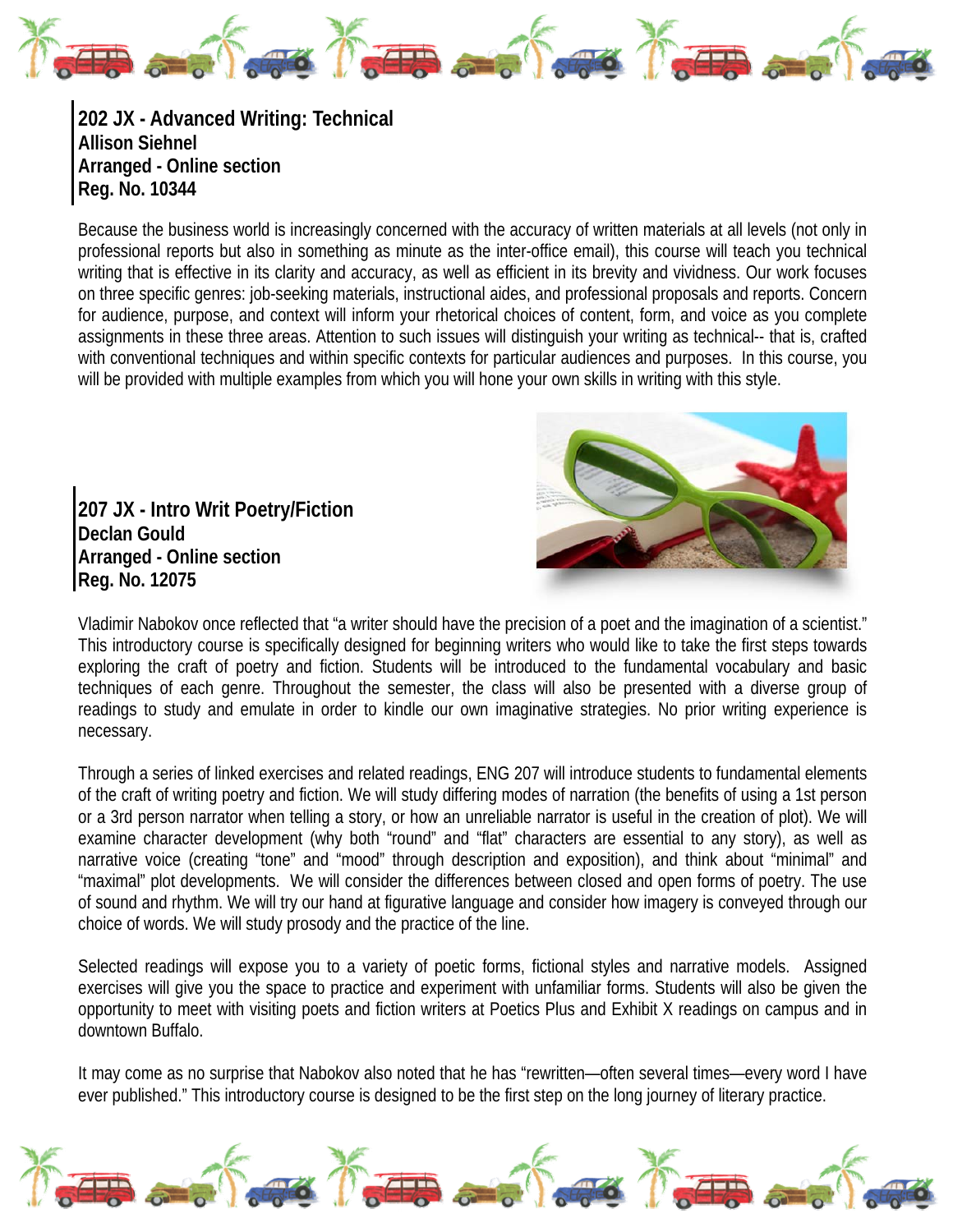**202 JX - Advanced Writing: Technical**
**Allison Siehnel**
**Arranged - Online section**
**Reg. No. 10344**

Because the business world is increasingly concerned with the accuracy of written materials at all levels (not only in professional reports but also in something as minute as the inter-office email), this course will teach you technical writing that is effective in its clarity and accuracy, as well as efficient in its brevity and vividness. Our work focuses on three specific genres: job-seeking materials, instructional aides, and professional proposals and reports. Concern for audience, purpose, and context will inform your rhetorical choices of content, form, and voice as you complete assignments in these three areas. Attention to such issues will distinguish your writing as technical-- that is, crafted with conventional techniques and within specific contexts for particular audiences and purposes. In this course, you will be provided with multiple examples from which you will hone your own skills in writing with this style.

**207 JX - Intro Writ Poetry/Fiction**
**Declan Gould**
**Arranged - Online section**
**Reg. No. 12075**

Vladimir Nabokov once reflected that "a writer should have the precision of a poet and the imagination of a scientist." This introductory course is specifically designed for beginning writers who would like to take the first steps towards exploring the craft of poetry and fiction. Students will be introduced to the fundamental vocabulary and basic techniques of each genre. Throughout the semester, the class will also be presented with a diverse group of readings to study and emulate in order to kindle our own imaginative strategies. No prior writing experience is necessary.

Through a series of linked exercises and related readings, ENG 207 will introduce students to fundamental elements of the craft of writing poetry and fiction. We will study differing modes of narration (the benefits of using a 1st person or a 3rd person narrator when telling a story, or how an unreliable narrator is useful in the creation of plot). We will examine character development (why both "round" and "flat" characters are essential to any story), as well as narrative voice (creating "tone" and "mood" through description and exposition), and think about "minimal" and "maximal" plot developments. We will consider the differences between closed and open forms of poetry. The use of sound and rhythm. We will try our hand at figurative language and consider how imagery is conveyed through our choice of words. We will study prosody and the practice of the line.

Selected readings will expose you to a variety of poetic forms, fictional styles and narrative models. Assigned exercises will give you the space to practice and experiment with unfamiliar forms. Students will also be given the opportunity to meet with visiting poets and fiction writers at Poetics Plus and Exhibit X readings on campus and in downtown Buffalo.

It may come as no surprise that Nabokov also noted that he has "rewritten—often several times—every word I have ever published." This introductory course is designed to be the first step on the long journey of literary practice.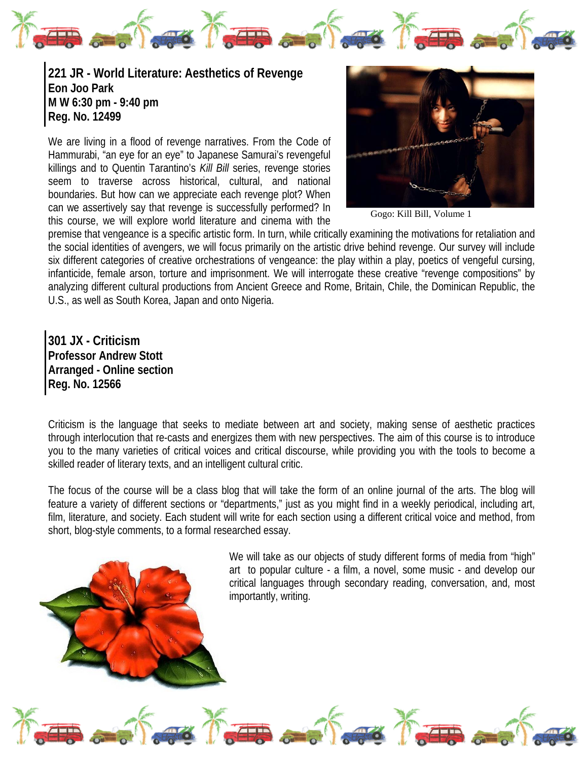**221 JR - World Literature: Aesthetics of Revenge**
**Eon Joo Park**
**M W 6:30 pm - 9:40 pm**
**Reg. No. 12499**

Gogo: Kill Bill, Volume 1

We are living in a flood of revenge narratives. From the Code of Hammurabi, "an eye for an eye" to Japanese Samurai's revengeful killings and to Quentin Tarantino's *Kill Bill* series, revenge stories seem to traverse across historical, cultural, and national boundaries. But how can we appreciate each revenge plot? When can we assertively say that revenge is successfully performed? In this course, we will explore world literature and cinema with the premise that vengeance is a specific artistic form. In turn, while critically examining the motivations for retaliation and the social identities of avengers, we will focus primarily on the artistic drive behind revenge. Our survey will include six different categories of creative orchestrations of vengeance: the play within a play, poetics of vengeful cursing, infanticide, female arson, torture and imprisonment. We will interrogate these creative "revenge compositions" by analyzing different cultural productions from Ancient Greece and Rome, Britain, Chile, the Dominican Republic, the U.S., as well as South Korea, Japan and onto Nigeria.

**301 JX - Criticism**
**Professor Andrew Stott**
**Arranged - Online section**
**Reg. No. 12566**

Criticism is the language that seeks to mediate between art and society, making sense of aesthetic practices through interlocution that re-casts and energizes them with new perspectives. The aim of this course is to introduce you to the many varieties of critical voices and critical discourse, while providing you with the tools to become a skilled reader of literary texts, and an intelligent cultural critic.

The focus of the course will be a class blog that will take the form of an online journal of the arts. The blog will feature a variety of different sections or "departments," just as you might find in a weekly periodical, including art, film, literature, and society. Each student will write for each section using a different critical voice and method, from short, blog-style comments, to a formal researched essay.

We will take as our objects of study different forms of media from "high" art to popular culture - a film, a novel, some music - and develop our critical languages through secondary reading, conversation, and, most importantly, writing.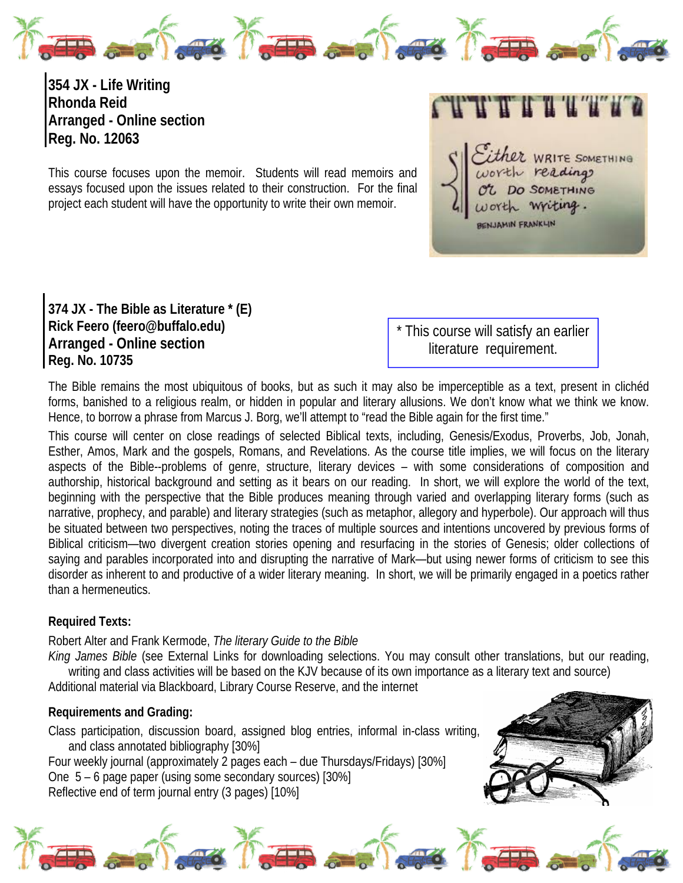**354 JX - Life Writing**
**Rhonda Reid**
**Arranged - Online section**
**Reg. No. 12063**

This course focuses upon the memoir. Students will read memoirs and essays focused upon the issues related to their construction. For the final project each student will have the opportunity to write their own memoir.

**374 JX - The Bible as Literature * (E)**
**Rick Feero (feero@buffalo.edu)**
**Arranged - Online section**
**Reg. No. 10735**

* This course will satisfy an earlier literature requirement.

The Bible remains the most ubiquitous of books, but as such it may also be imperceptible as a text, present in clichéd forms, banished to a religious realm, or hidden in popular and literary allusions. We don't know what we think we know. Hence, to borrow a phrase from Marcus J. Borg, we'll attempt to "read the Bible again for the first time."

This course will center on close readings of selected Biblical texts, including, Genesis/Exodus, Proverbs, Job, Jonah, Esther, Amos, Mark and the gospels, Romans, and Revelations. As the course title implies, we will focus on the literary aspects of the Bible--problems of genre, structure, literary devices – with some considerations of composition and authorship, historical background and setting as it bears on our reading. In short, we will explore the world of the text, beginning with the perspective that the Bible produces meaning through varied and overlapping literary forms (such as narrative, prophecy, and parable) and literary strategies (such as metaphor, allegory and hyperbole). Our approach will thus be situated between two perspectives, noting the traces of multiple sources and intentions uncovered by previous forms of Biblical criticism—two divergent creation stories opening and resurfacing in the stories of Genesis; older collections of saying and parables incorporated into and disrupting the narrative of Mark—but using newer forms of criticism to see this disorder as inherent to and productive of a wider literary meaning. In short, we will be primarily engaged in a poetics rather than a hermeneutics.

**Required Texts:**

Robert Alter and Frank Kermode, *The literary Guide to the Bible*
*King James Bible* (see External Links for downloading selections. You may consult other translations, but our reading, writing and class activities will be based on the KJV because of its own importance as a literary text and source)
Additional material via Blackboard, Library Course Reserve, and the internet

**Requirements and Grading:**

Class participation, discussion board, assigned blog entries, informal in-class writing, and class annotated bibliography [30%]
Four weekly journal (approximately 2 pages each – due Thursdays/Fridays) [30%]
One 5 – 6 page paper (using some secondary sources) [30%]
Reflective end of term journal entry (3 pages) [10%]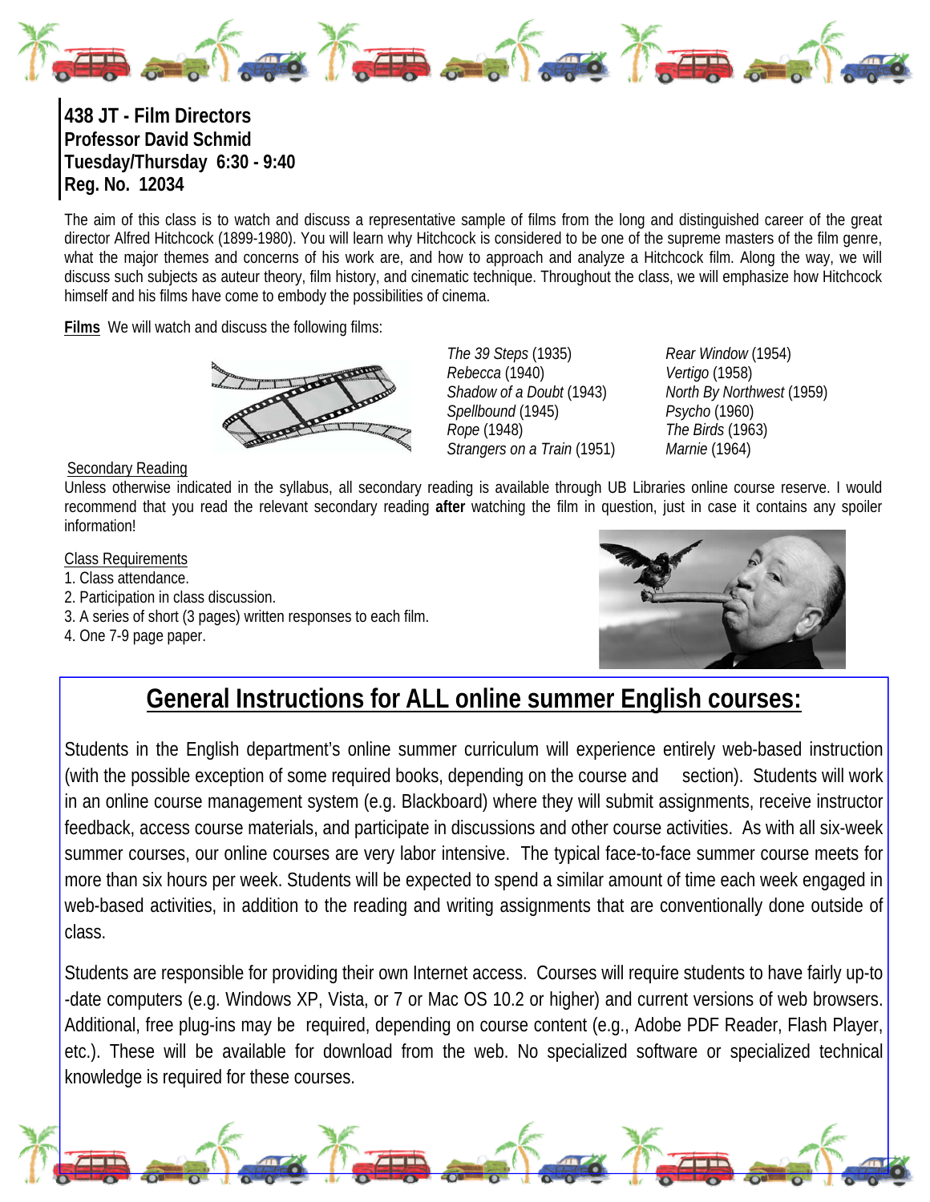**438 JT - Film Directors**
**Professor David Schmid**
**Tuesday/Thursday 6:30 - 9:40**
**Reg. No. 12034**

The aim of this class is to watch and discuss a representative sample of films from the long and distinguished career of the great director Alfred Hitchcock (1899-1980). You will learn why Hitchcock is considered to be one of the supreme masters of the film genre, what the major themes and concerns of his work are, and how to approach and analyze a Hitchcock film. Along the way, we will discuss such subjects as auteur theory, film history, and cinematic technique. Throughout the class, we will emphasize how Hitchcock himself and his films have come to embody the possibilities of cinema.

**Films** We will watch and discuss the following films:

*The 39 Steps* (1935)
*Rebecca* (1940)
*Shadow of a Doubt* (1943)
*Spellbound* (1945)
*Rope* (1948)
*Strangers on a Train* (1951)
*Rear Window* (1954)
*Vertigo* (1958)
*North By Northwest* (1959)
*Psycho* (1960)
*The Birds* (1963)
*Marnie* (1964)

Secondary Reading

Unless otherwise indicated in the syllabus, all secondary reading is available through UB Libraries online course reserve. I would recommend that you read the relevant secondary reading **after** watching the film in question, just in case it contains any spoiler information!

Class Requirements

1. Class attendance.
2. Participation in class discussion.
3. A series of short (3 pages) written responses to each film.
4. One 7-9 page paper.

## General Instructions for ALL online summer English courses:

Students in the English department's online summer curriculum will experience entirely web-based instruction (with the possible exception of some required books, depending on the course and section). Students will work in an online course management system (e.g. Blackboard) where they will submit assignments, receive instructor feedback, access course materials, and participate in discussions and other course activities. As with all six-week summer courses, our online courses are very labor intensive. The typical face-to-face summer course meets for more than six hours per week. Students will be expected to spend a similar amount of time each week engaged in web-based activities, in addition to the reading and writing assignments that are conventionally done outside of class.

Students are responsible for providing their own Internet access. Courses will require students to have fairly up-to-date computers (e.g. Windows XP, Vista, or 7 or Mac OS 10.2 or higher) and current versions of web browsers. Additional, free plug-ins may be required, depending on course content (e.g., Adobe PDF Reader, Flash Player, etc.). These will be available for download from the web. No specialized software or specialized technical knowledge is required for these courses.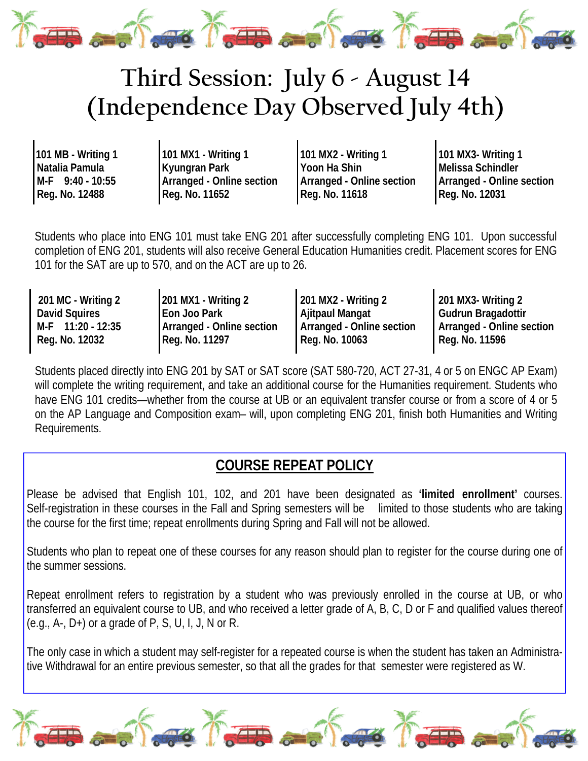# Third Session: July 6 - August 14
# (Independence Day Observed July 4th)

| 101 MB - Writing 1 | 101 MX1 - Writing 1 | 101 MX2 - Writing 1 | 101 MX3- Writing 1 |
|---|---|---|---|
| Natalia Pamula | Kyungran Park | Yoon Ha Shin | Melissa Schindler |
| M-F 9:40 - 10:55 | Arranged - Online section | Arranged - Online section | Arranged - Online section |
| Reg. No. 12488 | Reg. No. 11652 | Reg. No. 11618 | Reg. No. 12031 |

Students who place into ENG 101 must take ENG 201 after successfully completing ENG 101. Upon successful completion of ENG 201, students will also receive General Education Humanities credit. Placement scores for ENG 101 for the SAT are up to 570, and on the ACT are up to 26.

| 201 MC - Writing 2 | 201 MX1 - Writing 2 | 201 MX2 - Writing 2 | 201 MX3- Writing 2 |
|---|---|---|---|
| David Squires | Eon Joo Park | Ajitpaul Mangat | Gudrun Bragadottir |
| M-F 11:20 - 12:35 | Arranged - Online section | Arranged - Online section | Arranged - Online section |
| Reg. No. 12032 | Reg. No. 11297 | Reg. No. 10063 | Reg. No. 11596 |

Students placed directly into ENG 201 by SAT or SAT score (SAT 580-720, ACT 27-31, 4 or 5 on ENGC AP Exam) will complete the writing requirement, and take an additional course for the Humanities requirement. Students who have ENG 101 credits—whether from the course at UB or an equivalent transfer course or from a score of 4 or 5 on the AP Language and Composition exam– will, upon completing ENG 201, finish both Humanities and Writing Requirements.

## COURSE REPEAT POLICY

Please be advised that English 101, 102, and 201 have been designated as **'limited enrollment'** courses. Self-registration in these courses in the Fall and Spring semesters will be limited to those students who are taking the course for the first time; repeat enrollments during Spring and Fall will not be allowed.

Students who plan to repeat one of these courses for any reason should plan to register for the course during one of the summer sessions.

Repeat enrollment refers to registration by a student who was previously enrolled in the course at UB, or who transferred an equivalent course to UB, and who received a letter grade of A, B, C, D or F and qualified values thereof (e.g., A-, D+) or a grade of P, S, U, I, J, N or R.

The only case in which a student may self-register for a repeated course is when the student has taken an Administrative Withdrawal for an entire previous semester, so that all the grades for that semester were registered as W.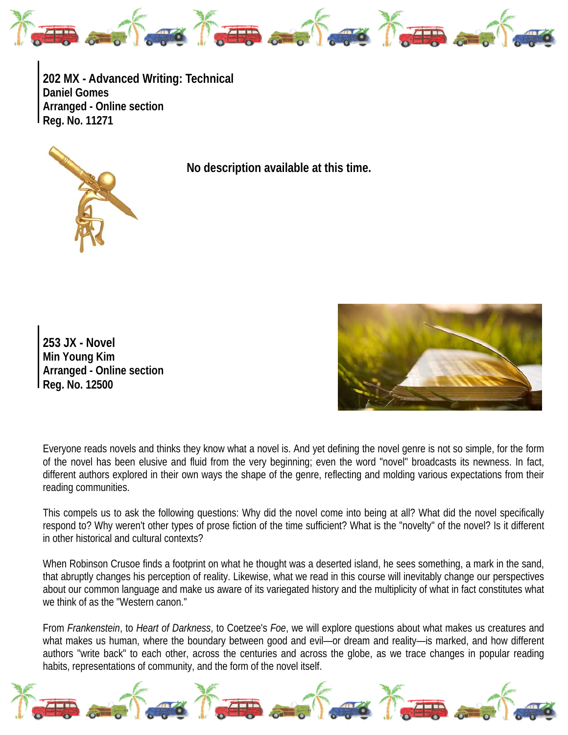**202 MX - Advanced Writing: Technical**
**Daniel Gomes**
**Arranged - Online section**
**Reg. No. 11271**

**No description available at this time.**

**253 JX - Novel**
**Min Young Kim**
**Arranged - Online section**
**Reg. No. 12500**

Everyone reads novels and thinks they know what a novel is. And yet defining the novel genre is not so simple, for the form of the novel has been elusive and fluid from the very beginning; even the word "novel" broadcasts its newness. In fact, different authors explored in their own ways the shape of the genre, reflecting and molding various expectations from their reading communities.

This compels us to ask the following questions: Why did the novel come into being at all? What did the novel specifically respond to? Why weren't other types of prose fiction of the time sufficient? What is the "novelty" of the novel? Is it different in other historical and cultural contexts?

When Robinson Crusoe finds a footprint on what he thought was a deserted island, he sees something, a mark in the sand, that abruptly changes his perception of reality. Likewise, what we read in this course will inevitably change our perspectives about our common language and make us aware of its variegated history and the multiplicity of what in fact constitutes what we think of as the "Western canon."

From *Frankenstein*, to *Heart of Darkness*, to Coetzee's *Foe*, we will explore questions about what makes us creatures and what makes us human, where the boundary between good and evil—or dream and reality—is marked, and how different authors "write back" to each other, across the centuries and across the globe, as we trace changes in popular reading habits, representations of community, and the form of the novel itself.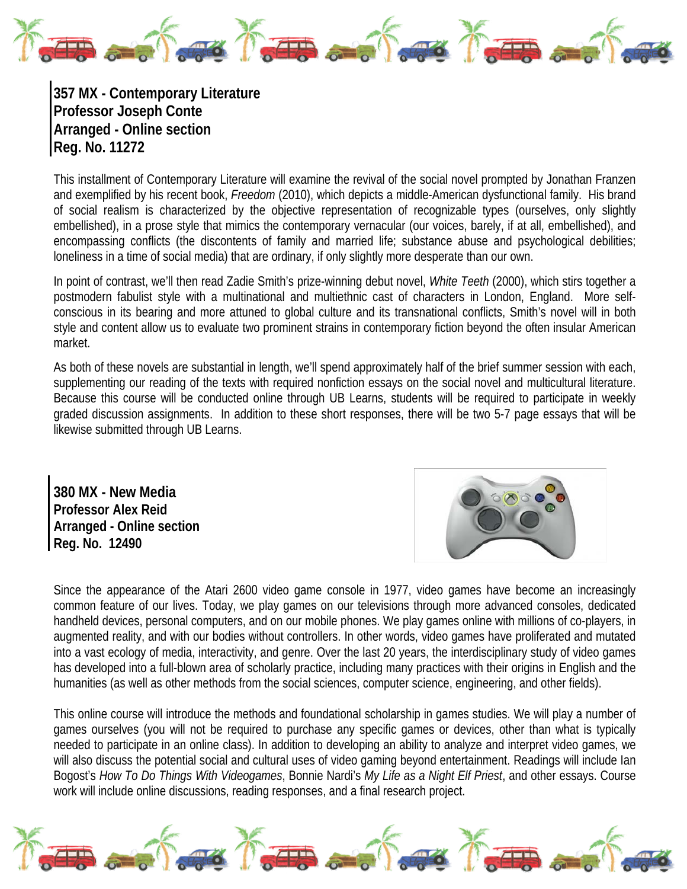**357 MX - Contemporary Literature**
**Professor Joseph Conte**
**Arranged - Online section**
**Reg. No. 11272**

This installment of Contemporary Literature will examine the revival of the social novel prompted by Jonathan Franzen and exemplified by his recent book, *Freedom* (2010), which depicts a middle-American dysfunctional family. His brand of social realism is characterized by the objective representation of recognizable types (ourselves, only slightly embellished), in a prose style that mimics the contemporary vernacular (our voices, barely, if at all, embellished), and encompassing conflicts (the discontents of family and married life; substance abuse and psychological debilities; loneliness in a time of social media) that are ordinary, if only slightly more desperate than our own.

In point of contrast, we'll then read Zadie Smith's prize-winning debut novel, *White Teeth* (2000), which stirs together a postmodern fabulist style with a multinational and multiethnic cast of characters in London, England. More self-conscious in its bearing and more attuned to global culture and its transnational conflicts, Smith's novel will in both style and content allow us to evaluate two prominent strains in contemporary fiction beyond the often insular American market.

As both of these novels are substantial in length, we'll spend approximately half of the brief summer session with each, supplementing our reading of the texts with required nonfiction essays on the social novel and multicultural literature. Because this course will be conducted online through UB Learns, students will be required to participate in weekly graded discussion assignments. In addition to these short responses, there will be two 5-7 page essays that will be likewise submitted through UB Learns.

**380 MX - New Media**
**Professor Alex Reid**
**Arranged - Online section**
**Reg. No. 12490**

Since the appearance of the Atari 2600 video game console in 1977, video games have become an increasingly common feature of our lives. Today, we play games on our televisions through more advanced consoles, dedicated handheld devices, personal computers, and on our mobile phones. We play games online with millions of co-players, in augmented reality, and with our bodies without controllers. In other words, video games have proliferated and mutated into a vast ecology of media, interactivity, and genre. Over the last 20 years, the interdisciplinary study of video games has developed into a full-blown area of scholarly practice, including many practices with their origins in English and the humanities (as well as other methods from the social sciences, computer science, engineering, and other fields).

This online course will introduce the methods and foundational scholarship in games studies. We will play a number of games ourselves (you will not be required to purchase any specific games or devices, other than what is typically needed to participate in an online class). In addition to developing an ability to analyze and interpret video games, we will also discuss the potential social and cultural uses of video gaming beyond entertainment. Readings will include Ian Bogost's *How To Do Things With Videogames*, Bonnie Nardi's *My Life as a Night Elf Priest*, and other essays. Course work will include online discussions, reading responses, and a final research project.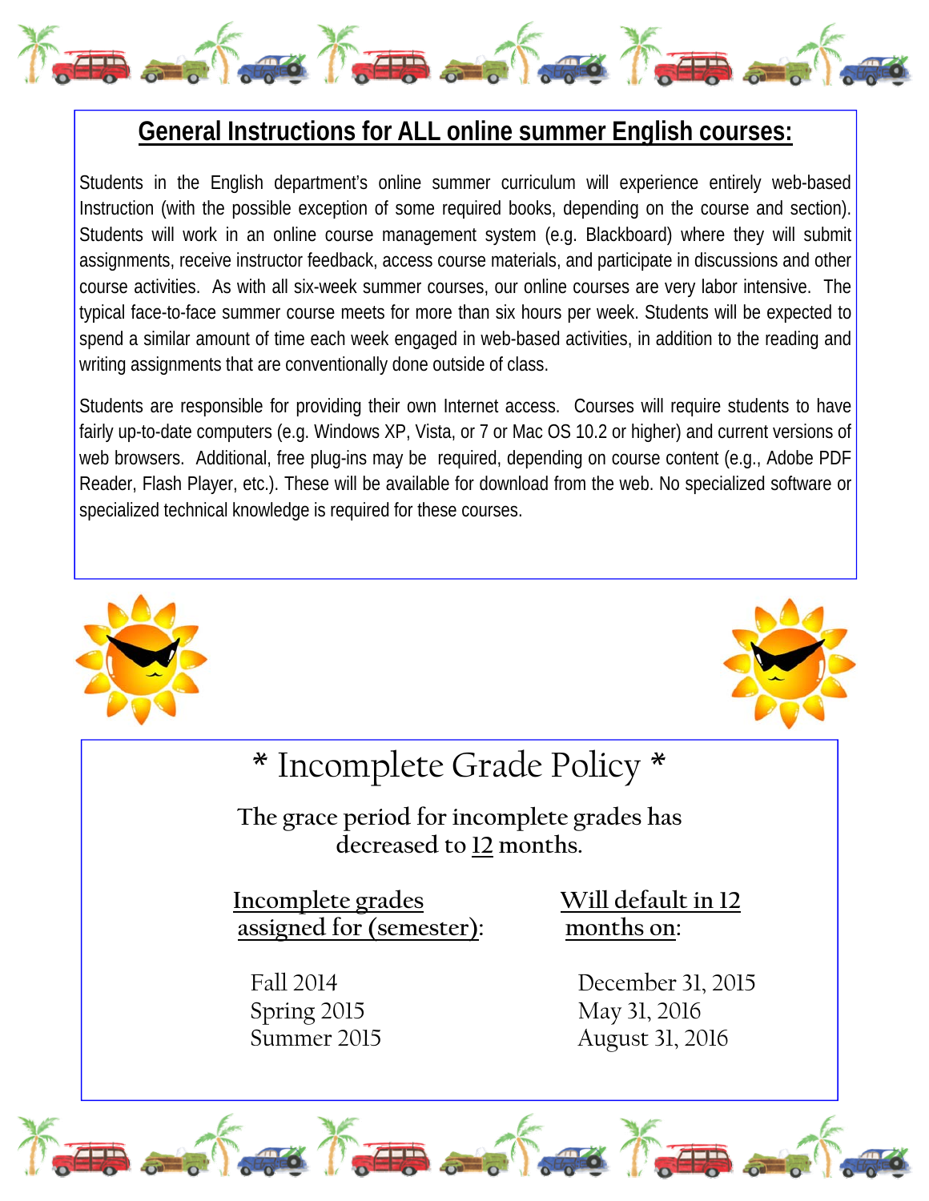## General Instructions for ALL online summer English courses:

Students in the English department's online summer curriculum will experience entirely web-based Instruction (with the possible exception of some required books, depending on the course and section). Students will work in an online course management system (e.g. Blackboard) where they will submit assignments, receive instructor feedback, access course materials, and participate in discussions and other course activities. As with all six-week summer courses, our online courses are very labor intensive. The typical face-to-face summer course meets for more than six hours per week. Students will be expected to spend a similar amount of time each week engaged in web-based activities, in addition to the reading and writing assignments that are conventionally done outside of class.

Students are responsible for providing their own Internet access. Courses will require students to have fairly up-to-date computers (e.g. Windows XP, Vista, or 7 or Mac OS 10.2 or higher) and current versions of web browsers. Additional, free plug-ins may be required, depending on course content (e.g., Adobe PDF Reader, Flash Player, etc.). These will be available for download from the web. No specialized software or specialized technical knowledge is required for these courses.

## * Incomplete Grade Policy *

**The grace period for incomplete grades has decreased to 12 months.**

| Incomplete grades assigned for (semester): | Will default in 12 months on: |
|---|---|
| Fall 2014 | December 31, 2015 |
| Spring 2015 | May 31, 2016 |
| Summer 2015 | August 31, 2016 |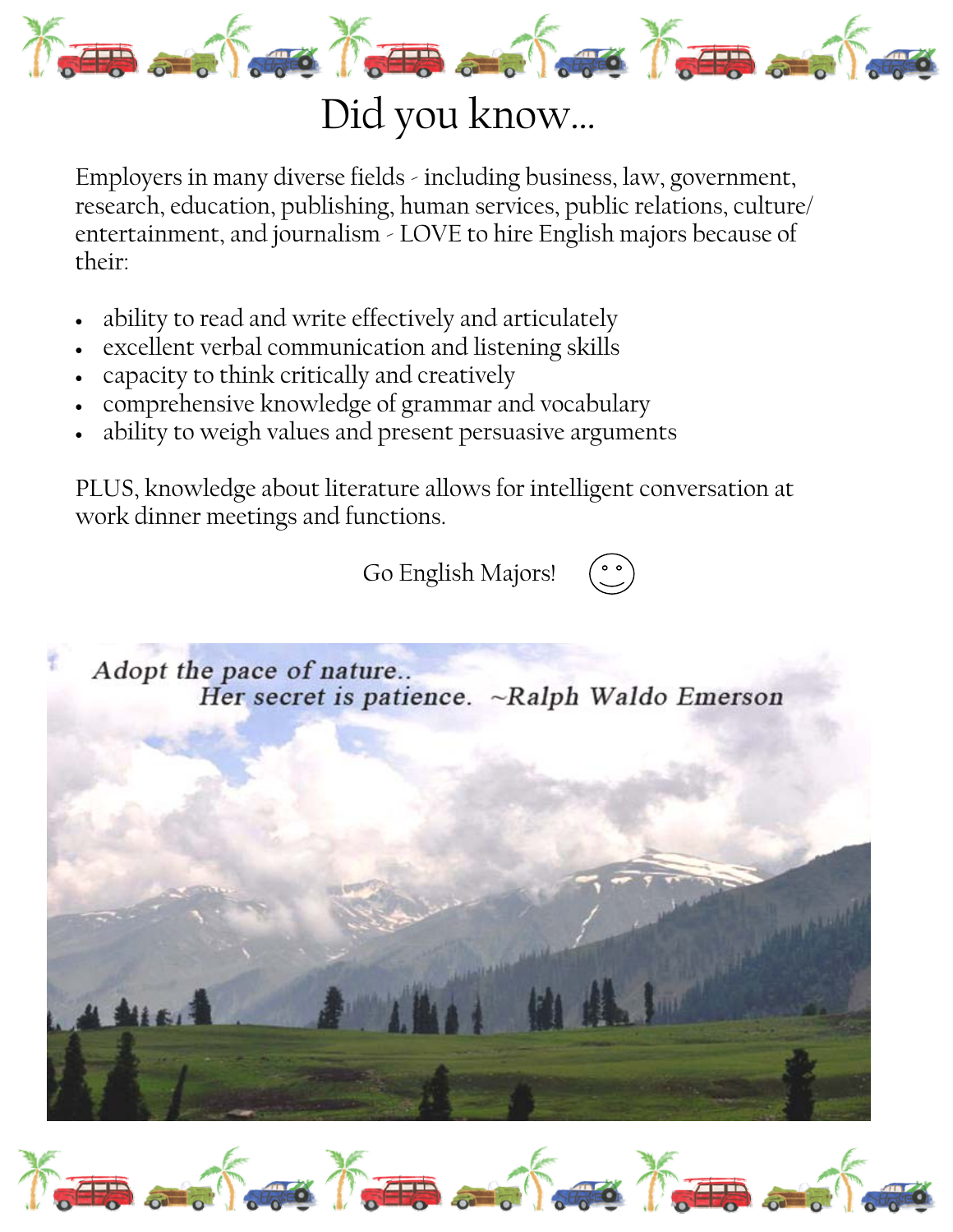# Did you know...

Employers in many diverse fields - including business, law, government, research, education, publishing, human services, public relations, culture/ entertainment, and journalism - LOVE to hire English majors because of their:

- ability to read and write effectively and articulately
- excellent verbal communication and listening skills
- capacity to think critically and creatively
- comprehensive knowledge of grammar and vocabulary
- ability to weigh values and present persuasive arguments

PLUS, knowledge about literature allows for intelligent conversation at work dinner meetings and functions.

Go English Majors! ☺

*Adopt the pace of nature..*
*Her secret is patience.* ~Ralph Waldo Emerson